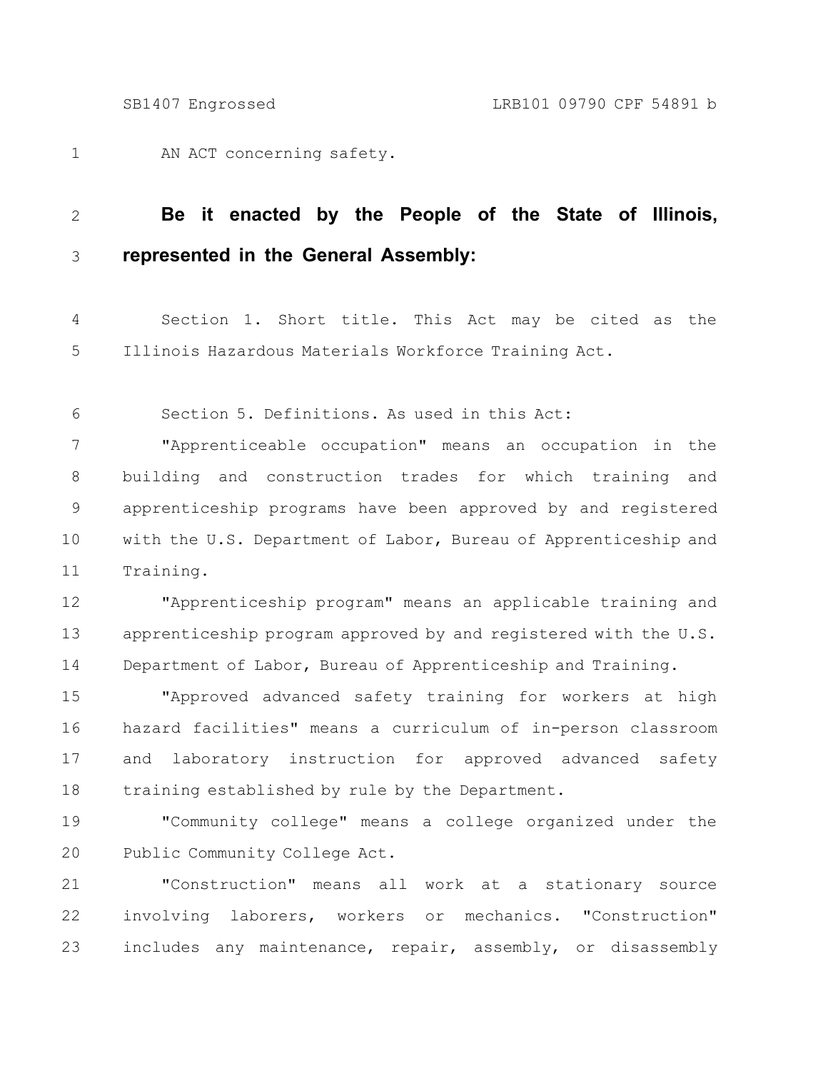AN ACT concerning safety.

**Be it enacted by the People of the State of Illinois, represented in the General Assembly:**

Section 1. Short title. This Act may be cited as the Illinois Hazardous Materials Workforce Training Act.

Section 5. Definitions. As used in this Act:

"Apprenticeable occupation" means an occupation in the building and construction trades for which training and apprenticeship programs have been approved by and registered with the U.S. Department of Labor, Bureau of Apprenticeship and Training.

"Apprenticeship program" means an applicable training and apprenticeship program approved by and registered with the U.S. Department of Labor, Bureau of Apprenticeship and Training.

"Approved advanced safety training for workers at high hazard facilities" means a curriculum of in-person classroom and laboratory instruction for approved advanced safety training established by rule by the Department.

"Community college" means a college organized under the Public Community College Act.

"Construction" means all work at a stationary source involving laborers, workers or mechanics. "Construction" includes any maintenance, repair, assembly, or disassembly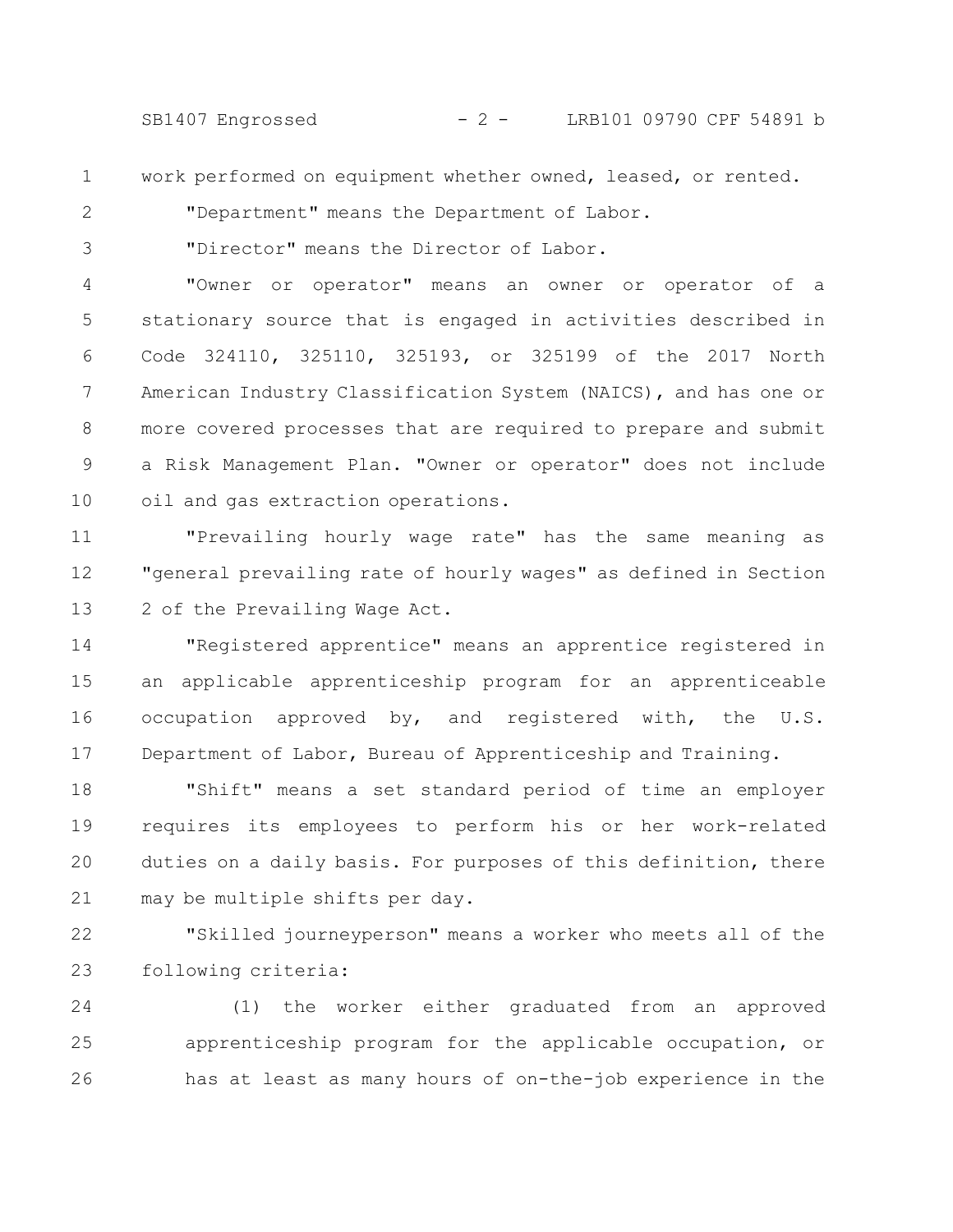work performed on equipment whether owned, leased, or rented.

"Department" means the Department of Labor.

"Director" means the Director of Labor.

"Owner or operator" means an owner or operator of a stationary source that is engaged in activities described in Code 324110, 325110, 325193, or 325199 of the 2017 North American Industry Classification System (NAICS), and has one or more covered processes that are required to prepare and submit a Risk Management Plan. "Owner or operator" does not include oil and gas extraction operations.

"Prevailing hourly wage rate" has the same meaning as "general prevailing rate of hourly wages" as defined in Section 2 of the Prevailing Wage Act.

"Registered apprentice" means an apprentice registered in an applicable apprenticeship program for an apprenticeable occupation approved by, and registered with, the U.S. Department of Labor, Bureau of Apprenticeship and Training.

"Shift" means a set standard period of time an employer requires its employees to perform his or her work-related duties on a daily basis. For purposes of this definition, there may be multiple shifts per day.

"Skilled journeyperson" means a worker who meets all of the following criteria:

(1) the worker either graduated from an approved apprenticeship program for the applicable occupation, or has at least as many hours of on-the-job experience in the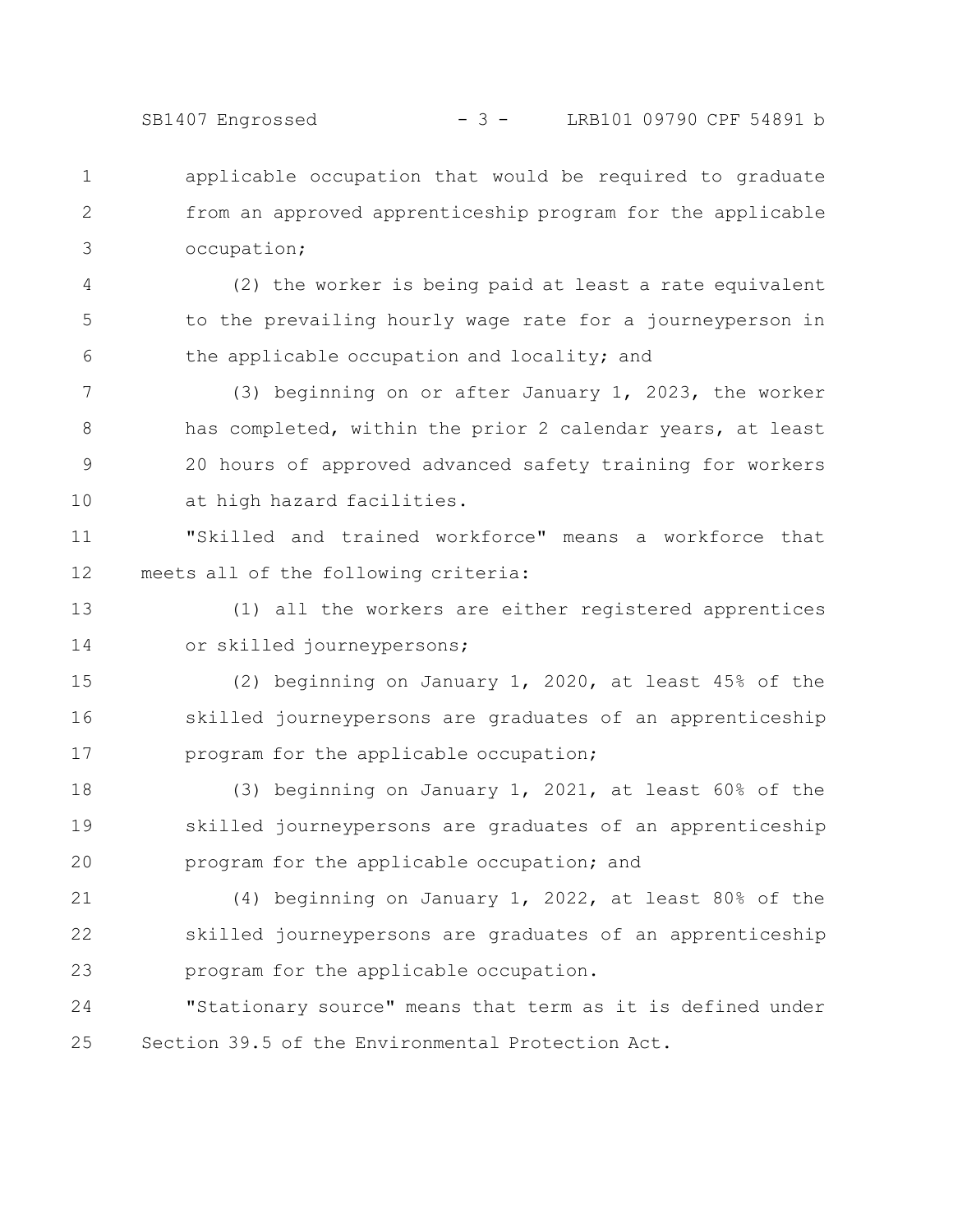applicable occupation that would be required to graduate from an approved apprenticeship program for the applicable occupation;

(2) the worker is being paid at least a rate equivalent to the prevailing hourly wage rate for a journeyperson in the applicable occupation and locality; and

(3) beginning on or after January 1, 2023, the worker has completed, within the prior 2 calendar years, at least 20 hours of approved advanced safety training for workers at high hazard facilities.

"Skilled and trained workforce" means a workforce that meets all of the following criteria:

(1) all the workers are either registered apprentices or skilled journeypersons;

(2) beginning on January 1, 2020, at least 45% of the skilled journeypersons are graduates of an apprenticeship program for the applicable occupation;

(3) beginning on January 1, 2021, at least 60% of the skilled journeypersons are graduates of an apprenticeship program for the applicable occupation; and

(4) beginning on January 1, 2022, at least 80% of the skilled journeypersons are graduates of an apprenticeship program for the applicable occupation.

"Stationary source" means that term as it is defined under Section 39.5 of the Environmental Protection Act.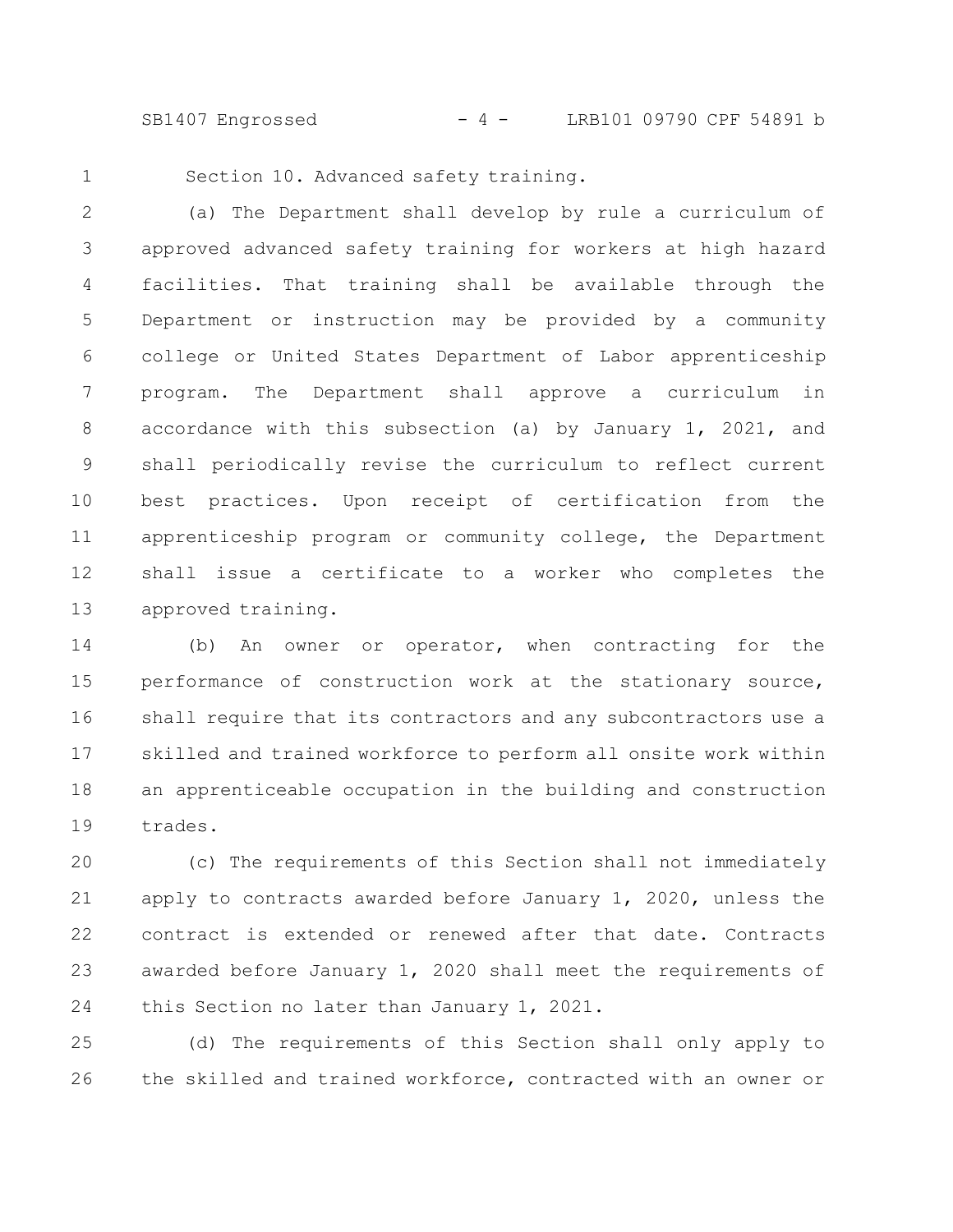Section 10. Advanced safety training.

(a) The Department shall develop by rule a curriculum of approved advanced safety training for workers at high hazard facilities. That training shall be available through the Department or instruction may be provided by a community college or United States Department of Labor apprenticeship program. The Department shall approve a curriculum in accordance with this subsection (a) by January 1, 2021, and shall periodically revise the curriculum to reflect current best practices. Upon receipt of certification from the apprenticeship program or community college, the Department shall issue a certificate to a worker who completes the approved training.

(b) An owner or operator, when contracting for the performance of construction work at the stationary source, shall require that its contractors and any subcontractors use a skilled and trained workforce to perform all onsite work within an apprenticeable occupation in the building and construction trades.

(c) The requirements of this Section shall not immediately apply to contracts awarded before January 1, 2020, unless the contract is extended or renewed after that date. Contracts awarded before January 1, 2020 shall meet the requirements of this Section no later than January 1, 2021.

(d) The requirements of this Section shall only apply to the skilled and trained workforce, contracted with an owner or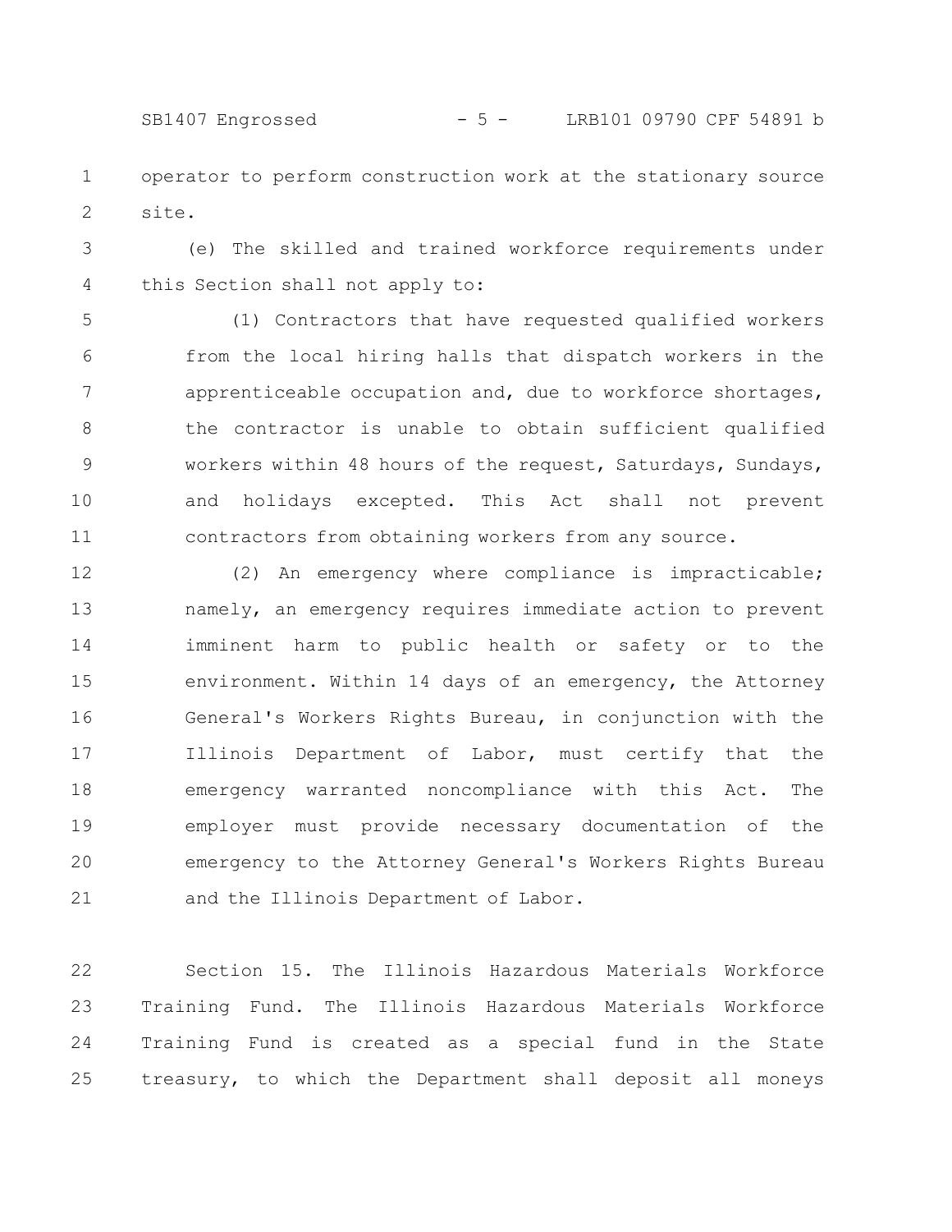operator to perform construction work at the stationary source site.

(e) The skilled and trained workforce requirements under this Section shall not apply to:

(1) Contractors that have requested qualified workers from the local hiring halls that dispatch workers in the apprenticeable occupation and, due to workforce shortages, the contractor is unable to obtain sufficient qualified workers within 48 hours of the request, Saturdays, Sundays, and holidays excepted. This Act shall not prevent contractors from obtaining workers from any source.

(2) An emergency where compliance is impracticable; namely, an emergency requires immediate action to prevent imminent harm to public health or safety or to the environment. Within 14 days of an emergency, the Attorney General's Workers Rights Bureau, in conjunction with the Illinois Department of Labor, must certify that the emergency warranted noncompliance with this Act. The employer must provide necessary documentation of the emergency to the Attorney General's Workers Rights Bureau and the Illinois Department of Labor.

Section 15. The Illinois Hazardous Materials Workforce Training Fund. The Illinois Hazardous Materials Workforce Training Fund is created as a special fund in the State treasury, to which the Department shall deposit all moneys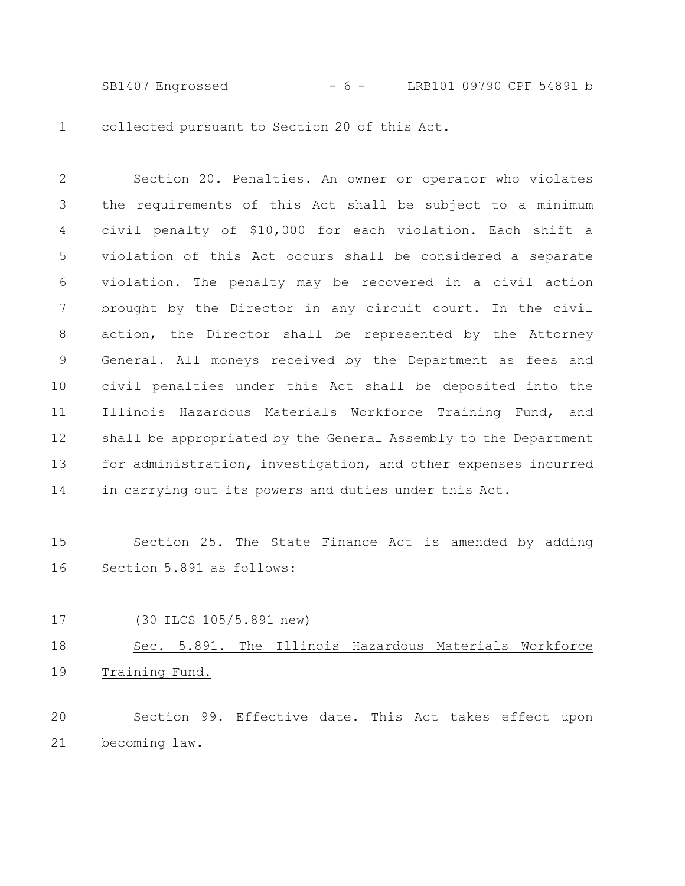collected pursuant to Section 20 of this Act.

Section 20. Penalties. An owner or operator who violates the requirements of this Act shall be subject to a minimum civil penalty of $10,000 for each violation. Each shift a violation of this Act occurs shall be considered a separate violation. The penalty may be recovered in a civil action brought by the Director in any circuit court. In the civil action, the Director shall be represented by the Attorney General. All moneys received by the Department as fees and civil penalties under this Act shall be deposited into the Illinois Hazardous Materials Workforce Training Fund, and shall be appropriated by the General Assembly to the Department for administration, investigation, and other expenses incurred in carrying out its powers and duties under this Act.

Section 25. The State Finance Act is amended by adding Section 5.891 as follows:

(30 ILCS 105/5.891 new)

<u>Sec. 5.891. The Illinois Hazardous Materials Workforce Training Fund.</u>

Section 99. Effective date. This Act takes effect upon becoming law.